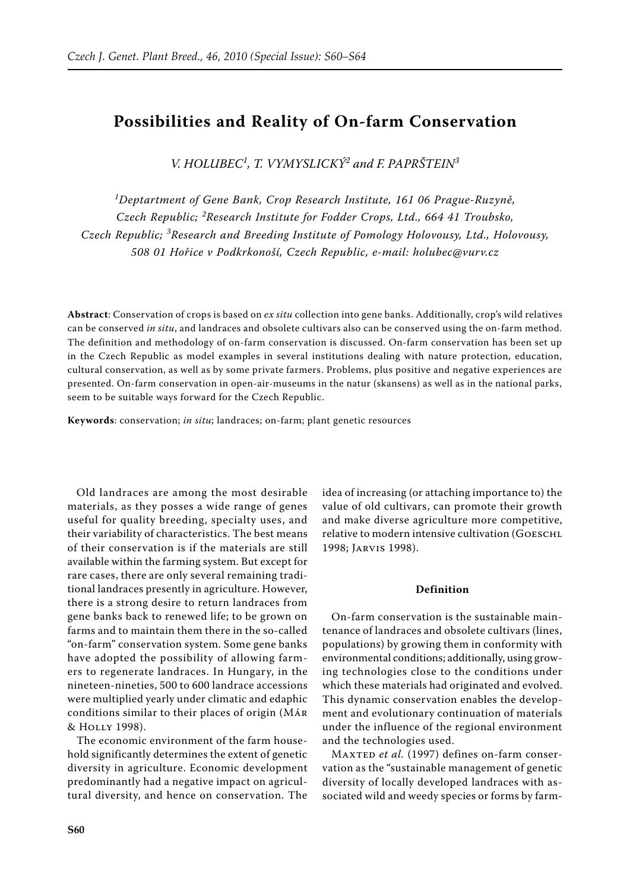# Possibilities and Reality of On-farm Conservation

*V. HOLUBEC[1], T. VYMYSLICKÝ[2] and F. PAPRŠTEIN[3]*

*[1]Deptartment of Gene Bank, Crop Research Institute, 161 06 Prague-Ruzyně, Czech Republic; [2]Research Institute for Fodder Crops, Ltd., 664 41 Troubsko, Czech Republic; [3]Research and Breeding Institute of Pomology Holovousy, Ltd., Holovousy, 508 01 Hořice v Podkrkonoší, Czech Republic, e-mail: holubec@vurv.cz*

**Abstract**: Conservation of crops is based on *ex situ* collection into gene banks. Additionally, crop's wild relatives can be conserved *in situ*, and landraces and obsolete cultivars also can be conserved using the on-farm method. The definition and methodology of on-farm conservation is discussed. On-farm conservation has been set up in the Czech Republic as model examples in several institutions dealing with nature protection, education, cultural conservation, as well as by some private farmers. Problems, plus positive and negative experiences are presented. On-farm conservation in open-air-museums in the natur (skansens) as well as in the national parks, seem to be suitable ways forward for the Czech Republic.

**Keywords**: conservation; *in situ*; landraces; on-farm; plant genetic resources

Old landraces are among the most desirable materials, as they posses a wide range of genes useful for quality breeding, specialty uses, and their variability of characteristics. The best means of their conservation is if the materials are still available within the farming system. But except for rare cases, there are only several remaining traditional landraces presently in agriculture. However, there is a strong desire to return landraces from gene banks back to renewed life; to be grown on farms and to maintain them there in the so-called "on-farm" conservation system. Some gene banks have adopted the possibility of allowing farmers to regenerate landraces. In Hungary, in the nineteen-nineties, 500 to 600 landrace accessions were multiplied yearly under climatic and edaphic conditions similar to their places of origin (Már & Holly 1998).

The economic environment of the farm household significantly determines the extent of genetic diversity in agriculture. Economic development predominantly had a negative impact on agricultural diversity, and hence on conservation. The idea of increasing (or attaching importance to) the value of old cultivars, can promote their growth and make diverse agriculture more competitive, relative to modern intensive cultivation (Goeschl 1998; Jarvis 1998).

#### Definition

On-farm conservation is the sustainable maintenance of landraces and obsolete cultivars (lines, populations) by growing them in conformity with environmental conditions; additionally, using growing technologies close to the conditions under which these materials had originated and evolved. This dynamic conservation enables the development and evolutionary continuation of materials under the influence of the regional environment and the technologies used.

Maxted *et al.* (1997) defines on-farm conservation as the "sustainable management of genetic diversity of locally developed landraces with associated wild and weedy species or forms by farm-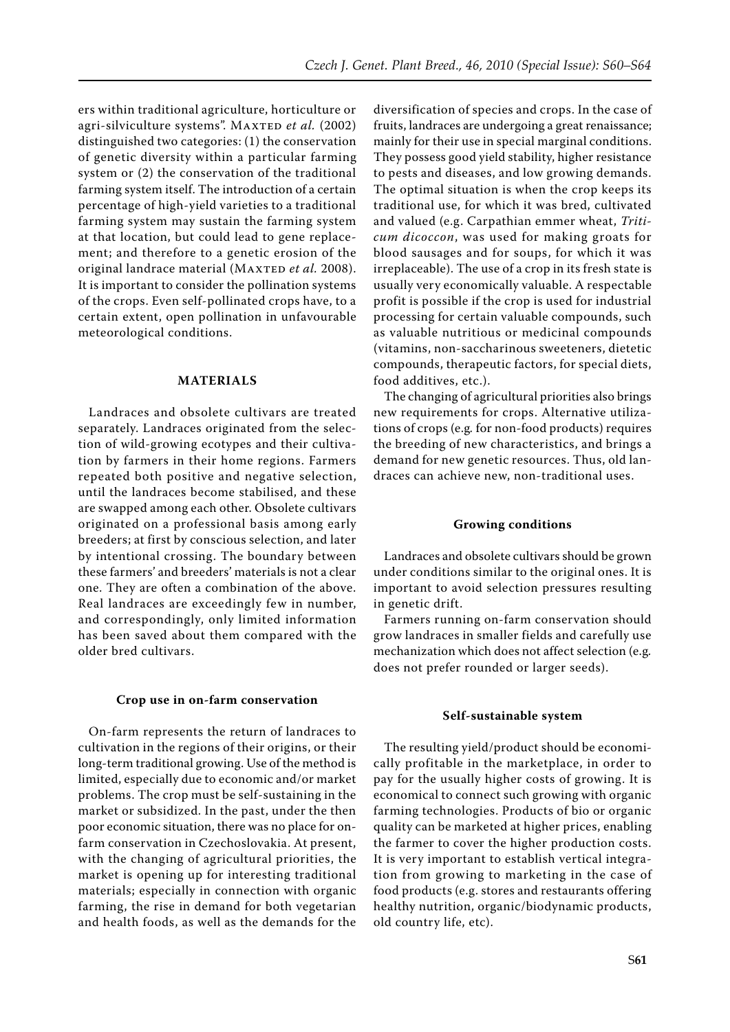ers within traditional agriculture, horticulture or agri-silviculture systems". Maxted *et al.* (2002) distinguished two categories: (1) the conservation of genetic diversity within a particular farming system or (2) the conservation of the traditional farming system itself. The introduction of a certain percentage of high-yield varieties to a traditional farming system may sustain the farming system at that location, but could lead to gene replacement; and therefore to a genetic erosion of the original landrace material (Maxted *et al.* 2008). It is important to consider the pollination systems of the crops. Even self-pollinated crops have, to a certain extent, open pollination in unfavourable meteorological conditions.

## MATERIALS

Landraces and obsolete cultivars are treated separately. Landraces originated from the selection of wild-growing ecotypes and their cultivation by farmers in their home regions. Farmers repeated both positive and negative selection, until the landraces become stabilised, and these are swapped among each other. Obsolete cultivars originated on a professional basis among early breeders; at first by conscious selection, and later by intentional crossing. The boundary between these farmers' and breeders' materials is not a clear one. They are often a combination of the above. Real landraces are exceedingly few in number, and correspondingly, only limited information has been saved about them compared with the older bred cultivars.

### Crop use in on-farm conservation

On-farm represents the return of landraces to cultivation in the regions of their origins, or their long-term traditional growing. Use of the method is limited, especially due to economic and/or market problems. The crop must be self-sustaining in the market or subsidized. In the past, under the then poor economic situation, there was no place for on-farm conservation in Czechoslovakia. At present, with the changing of agricultural priorities, the market is opening up for interesting traditional materials; especially in connection with organic farming, the rise in demand for both vegetarian and health foods, as well as the demands for the diversification of species and crops. In the case of fruits, landraces are undergoing a great renaissance; mainly for their use in special marginal conditions. They possess good yield stability, higher resistance to pests and diseases, and low growing demands. The optimal situation is when the crop keeps its traditional use, for which it was bred, cultivated and valued (e.g. Carpathian emmer wheat, *Triticum dicoccon*, was used for making groats for blood sausages and for soups, for which it was irreplaceable). The use of a crop in its fresh state is usually very economically valuable. A respectable profit is possible if the crop is used for industrial processing for certain valuable compounds, such as valuable nutritious or medicinal compounds (vitamins, non-saccharinous sweeteners, dietetic compounds, therapeutic factors, for special diets, food additives, etc.).

The changing of agricultural priorities also brings new requirements for crops. Alternative utilizations of crops (e.g. for non-food products) requires the breeding of new characteristics, and brings a demand for new genetic resources. Thus, old landraces can achieve new, non-traditional uses.

### Growing conditions

Landraces and obsolete cultivars should be grown under conditions similar to the original ones. It is important to avoid selection pressures resulting in genetic drift.

Farmers running on-farm conservation should grow landraces in smaller fields and carefully use mechanization which does not affect selection (e.g. does not prefer rounded or larger seeds).

### Self-sustainable system

The resulting yield/product should be economically profitable in the marketplace, in order to pay for the usually higher costs of growing. It is economical to connect such growing with organic farming technologies. Products of bio or organic quality can be marketed at higher prices, enabling the farmer to cover the higher production costs. It is very important to establish vertical integration from growing to marketing in the case of food products (e.g. stores and restaurants offering healthy nutrition, organic/biodynamic products, old country life, etc).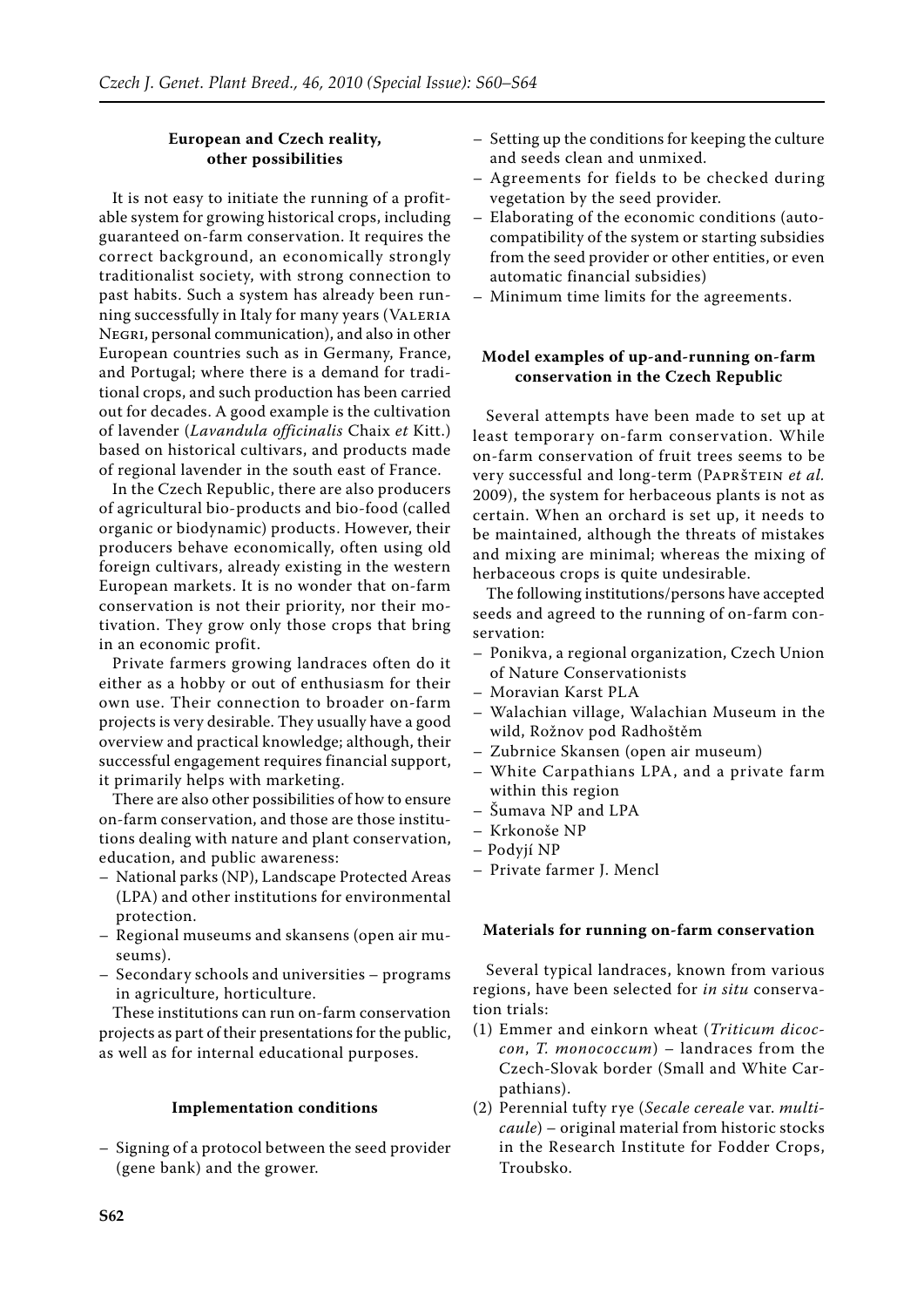## European and Czech reality, other possibilities

It is not easy to initiate the running of a profitable system for growing historical crops, including guaranteed on-farm conservation. It requires the correct background, an economically strongly traditionalist society, with strong connection to past habits. Such a system has already been running successfully in Italy for many years (Valeria Negri, personal communication), and also in other European countries such as in Germany, France, and Portugal; where there is a demand for traditional crops, and such production has been carried out for decades. A good example is the cultivation of lavender (*Lavandula officinalis* Chaix *et* Kitt.) based on historical cultivars, and products made of regional lavender in the south east of France.

In the Czech Republic, there are also producers of agricultural bio-products and bio-food (called organic or biodynamic) products. However, their producers behave economically, often using old foreign cultivars, already existing in the western European markets. It is no wonder that on-farm conservation is not their priority, nor their motivation. They grow only those crops that bring in an economic profit.

Private farmers growing landraces often do it either as a hobby or out of enthusiasm for their own use. Their connection to broader on-farm projects is very desirable. They usually have a good overview and practical knowledge; although, their successful engagement requires financial support, it primarily helps with marketing.

There are also other possibilities of how to ensure on-farm conservation, and those are those institutions dealing with nature and plant conservation, education, and public awareness:

- National parks (NP), Landscape Protected Areas (LPA) and other institutions for environmental protection.
- Regional museums and skansens (open air museums).
- Secondary schools and universities – programs in agriculture, horticulture.

These institutions can run on-farm conservation projects as part of their presentations for the public, as well as for internal educational purposes.

## Implementation conditions

- Signing of a protocol between the seed provider (gene bank) and the grower.
- Setting up the conditions for keeping the culture and seeds clean and unmixed.
- Agreements for fields to be checked during vegetation by the seed provider.
- Elaborating of the economic conditions (auto-compatibility of the system or starting subsidies from the seed provider or other entities, or even automatic financial subsidies)
- Minimum time limits for the agreements.

## Model examples of up-and-running on-farm conservation in the Czech Republic

Several attempts have been made to set up at least temporary on-farm conservation. While on-farm conservation of fruit trees seems to be very successful and long-term (Paprštein *et al.* 2009), the system for herbaceous plants is not as certain. When an orchard is set up, it needs to be maintained, although the threats of mistakes and mixing are minimal; whereas the mixing of herbaceous crops is quite undesirable.

The following institutions/persons have accepted seeds and agreed to the running of on-farm conservation:

- Ponikva, a regional organization, Czech Union of Nature Conservationists
- Moravian Karst PLA
- Walachian village, Walachian Museum in the wild, Rožnov pod Radhoštěm
- Zubrnice Skansen (open air museum)
- White Carpathians LPA, and a private farm within this region
- Šumava NP and LPA
- Krkonoše NP
- Podyjí NP
- Private farmer J. Mencl

## Materials for running on-farm conservation

Several typical landraces, known from various regions, have been selected for *in situ* conservation trials:

(1) Emmer and einkorn wheat (*Triticum dicoccon*, *T. monococcum*) – landraces from the Czech-Slovak border (Small and White Carpathians).
(2) Perennial tufty rye (*Secale cereale* var. *multicaule*) – original material from historic stocks in the Research Institute for Fodder Crops, Troubsko.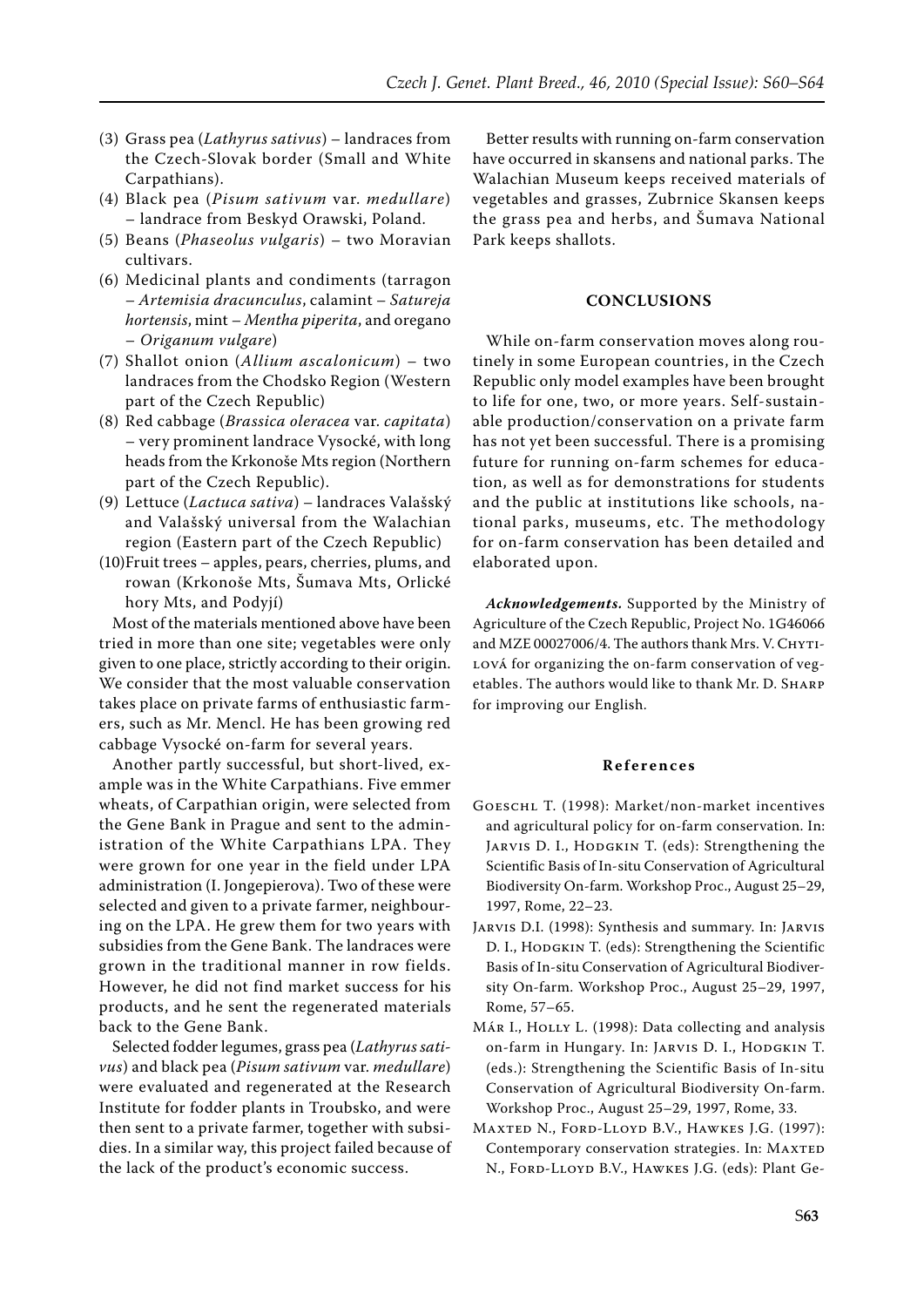(3) Grass pea (*Lathyrus sativus*) – landraces from the Czech-Slovak border (Small and White Carpathians).
(4) Black pea (*Pisum sativum* var. *medullare*) – landrace from Beskyd Orawski, Poland.
(5) Beans (*Phaseolus vulgaris*) – two Moravian cultivars.
(6) Medicinal plants and condiments (tarragon – *Artemisia dracunculus*, calamint – *Satureja hortensis*, mint – *Mentha piperita*, and oregano – *Origanum vulgare*)
(7) Shallot onion (*Allium ascalonicum*) – two landraces from the Chodsko Region (Western part of the Czech Republic)
(8) Red cabbage (*Brassica oleracea* var. *capitata*) – very prominent landrace Vysocké, with long heads from the Krkonoše Mts region (Northern part of the Czech Republic).
(9) Lettuce (*Lactuca sativa*) – landraces Valašský and Valašský universal from the Walachian region (Eastern part of the Czech Republic)
(10) Fruit trees – apples, pears, cherries, plums, and rowan (Krkonoše Mts, Šumava Mts, Orlické hory Mts, and Podyjí)

Most of the materials mentioned above have been tried in more than one site; vegetables were only given to one place, strictly according to their origin. We consider that the most valuable conservation takes place on private farms of enthusiastic farmers, such as Mr. Mencl. He has been growing red cabbage Vysocké on-farm for several years.

Another partly successful, but short-lived, example was in the White Carpathians. Five emmer wheats, of Carpathian origin, were selected from the Gene Bank in Prague and sent to the administration of the White Carpathians LPA. They were grown for one year in the field under LPA administration (I. Jongepierova). Two of these were selected and given to a private farmer, neighbouring on the LPA. He grew them for two years with subsidies from the Gene Bank. The landraces were grown in the traditional manner in row fields. However, he did not find market success for his products, and he sent the regenerated materials back to the Gene Bank.

Selected fodder legumes, grass pea (*Lathyrus sativus*) and black pea (*Pisum sativum* var. *medullare*) were evaluated and regenerated at the Research Institute for fodder plants in Troubsko, and were then sent to a private farmer, together with subsidies. In a similar way, this project failed because of the lack of the product's economic success.

Better results with running on-farm conservation have occurred in skansens and national parks. The Walachian Museum keeps received materials of vegetables and grasses, Zubrnice Skansen keeps the grass pea and herbs, and Šumava National Park keeps shallots.

## CONCLUSIONS

While on-farm conservation moves along routinely in some European countries, in the Czech Republic only model examples have been brought to life for one, two, or more years. Self-sustainable production/conservation on a private farm has not yet been successful. There is a promising future for running on-farm schemes for education, as well as for demonstrations for students and the public at institutions like schools, national parks, museums, etc. The methodology for on-farm conservation has been detailed and elaborated upon.

***Acknowledgements.*** Supported by the Ministry of Agriculture of the Czech Republic, Project No. 1G46066 and MZE 00027006/4. The authors thank Mrs. V. Chytilová for organizing the on-farm conservation of vegetables. The authors would like to thank Mr. D. Sharp for improving our English.

## References

Goeschl T. (1998): Market/non-market incentives and agricultural policy for on-farm conservation. In: Jarvis D. I., Hodgkin T. (eds): Strengthening the Scientific Basis of In-situ Conservation of Agricultural Biodiversity On-farm. Workshop Proc., August 25–29, 1997, Rome, 22–23.

Jarvis D.I. (1998): Synthesis and summary. In: Jarvis D. I., Hodgkin T. (eds): Strengthening the Scientific Basis of In-situ Conservation of Agricultural Biodiversity On-farm. Workshop Proc., August 25–29, 1997, Rome, 57–65.

Már I., Holly L. (1998): Data collecting and analysis on-farm in Hungary. In: Jarvis D. I., Hodgkin T. (eds.): Strengthening the Scientific Basis of In-situ Conservation of Agricultural Biodiversity On-farm. Workshop Proc., August 25–29, 1997, Rome, 33.

Maxted N., Ford-Lloyd B.V., Hawkes J.G. (1997): Contemporary conservation strategies. In: Maxted N., Ford-Lloyd B.V., Hawkes J.G. (eds): Plant Ge-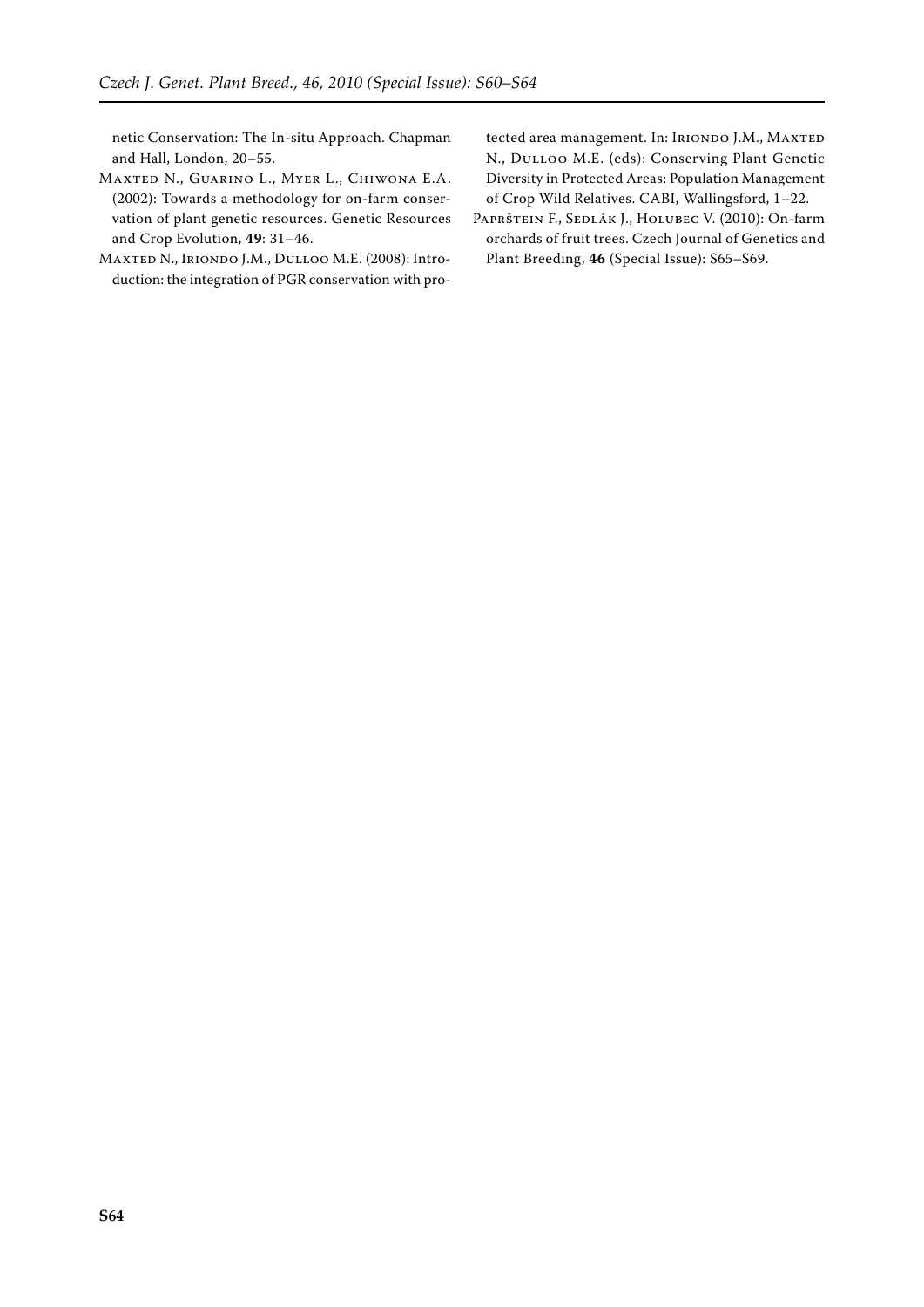netic Conservation: The In-situ Approach. Chapman and Hall, London, 20–55.

Maxted N., Guarino L., Myer L., Chiwona E.A. (2002): Towards a methodology for on-farm conservation of plant genetic resources. Genetic Resources and Crop Evolution, **49**: 31–46.

Maxted N., Iriondo J.M., Dulloo M.E. (2008): Introduction: the integration of PGR conservation with protected area management. In: Iriondo J.M., Maxted N., Dulloo M.E. (eds): Conserving Plant Genetic Diversity in Protected Areas: Population Management of Crop Wild Relatives. CABI, Wallingsford, 1–22.

Paprštein F., Sedlák J., Holubec V. (2010): On-farm orchards of fruit trees. Czech Journal of Genetics and Plant Breeding, **46** (Special Issue): S65–S69.